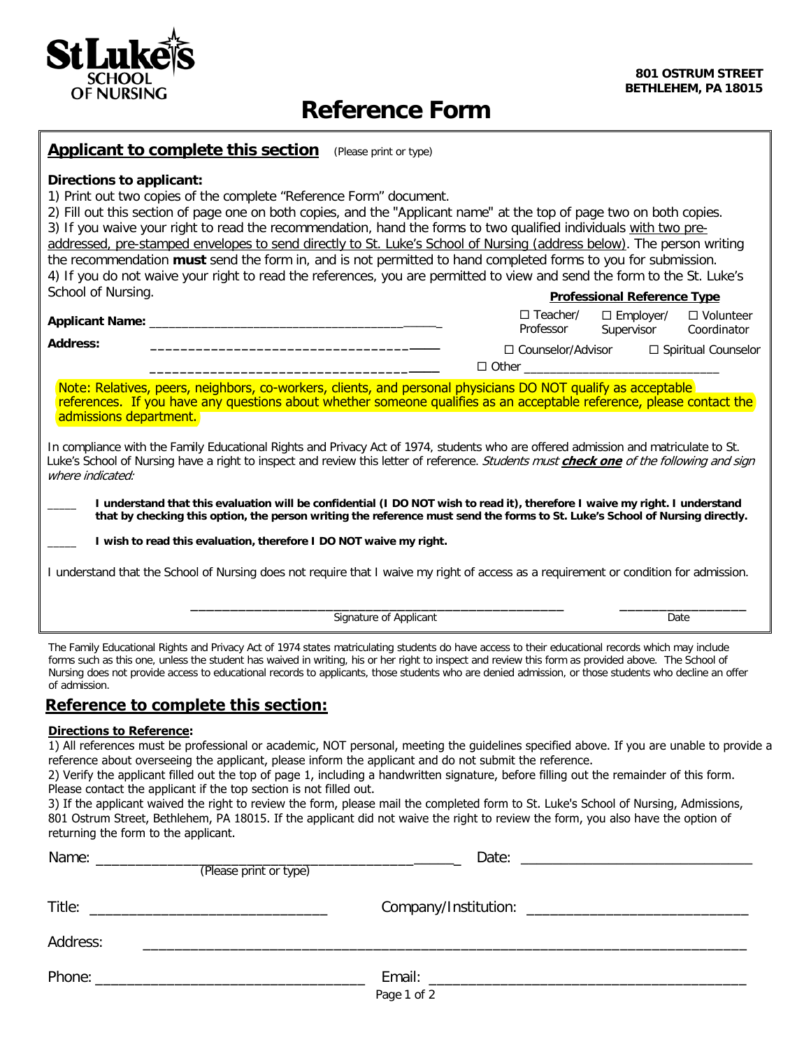**St Luke's SCHOOL OF NURSING**

**801 OSTRUM STREET**
**BETHLEHEM, PA 18015**

# Reference Form

## Applicant to complete this section (Please print or type)

**Directions to applicant:**

1) Print out two copies of the complete "Reference Form" document.
2) Fill out this section of page one on both copies, and the "Applicant name" at the top of page two on both copies.
3) If you waive your right to read the recommendation, hand the forms to two qualified individuals with two pre-addressed, pre-stamped envelopes to send directly to St. Luke's School of Nursing (address below). The person writing the recommendation **must** send the form in, and is not permitted to hand completed forms to you for submission.
4) If you do not waive your right to read the references, you are permitted to view and send the form to the St. Luke's School of Nursing.

**Applicant Name:** ________________________________________

**Address:** ________________________________________

________________________________________

**Professional Reference Type**

☐ Teacher/Professor ☐ Employer/Supervisor ☐ Volunteer Coordinator

☐ Counselor/Advisor ☐ Spiritual Counselor

☐ Other ______________________________

Note: Relatives, peers, neighbors, co-workers, clients, and personal physicians DO NOT qualify as acceptable references. If you have any questions about whether someone qualifies as an acceptable reference, please contact the admissions department.

In compliance with the Family Educational Rights and Privacy Act of 1974, students who are offered admission and matriculate to St. Luke's School of Nursing have a right to inspect and review this letter of reference. *Students must* ***check one*** *of the following and sign where indicated:*

____ **I understand that this evaluation will be confidential (I DO NOT wish to read it), therefore I waive my right. I understand that by checking this option, the person writing the reference must send the forms to St. Luke's School of Nursing directly.**

____ **I wish to read this evaluation, therefore I DO NOT waive my right.**

I understand that the School of Nursing does not require that I waive my right of access as a requirement or condition for admission.

________________________________________ Signature of Applicant

__________________ Date

The Family Educational Rights and Privacy Act of 1974 states matriculating students do have access to their educational records which may include forms such as this one, unless the student has waived in writing, his or her right to inspect and review this form as provided above. The School of Nursing does not provide access to educational records to applicants, those students who are denied admission, or those students who decline an offer of admission.

## Reference to complete this section:

**Directions to Reference:**

1) All references must be professional or academic, NOT personal, meeting the guidelines specified above. If you are unable to provide a reference about overseeing the applicant, please inform the applicant and do not submit the reference.
2) Verify the applicant filled out the top of page 1, including a handwritten signature, before filling out the remainder of this form. Please contact the applicant if the top section is not filled out.
3) If the applicant waived the right to review the form, please mail the completed form to St. Luke's School of Nursing, Admissions, 801 Ostrum Street, Bethlehem, PA 18015. If the applicant did not waive the right to review the form, you also have the option of returning the form to the applicant.

Name: ________________________________________ (Please print or type) Date: ______________________________

Title: ______________________________ Company/Institution: ______________________________

Address: ________________________________________________________________________________

Phone: ___________________________________ Email: ________________________________________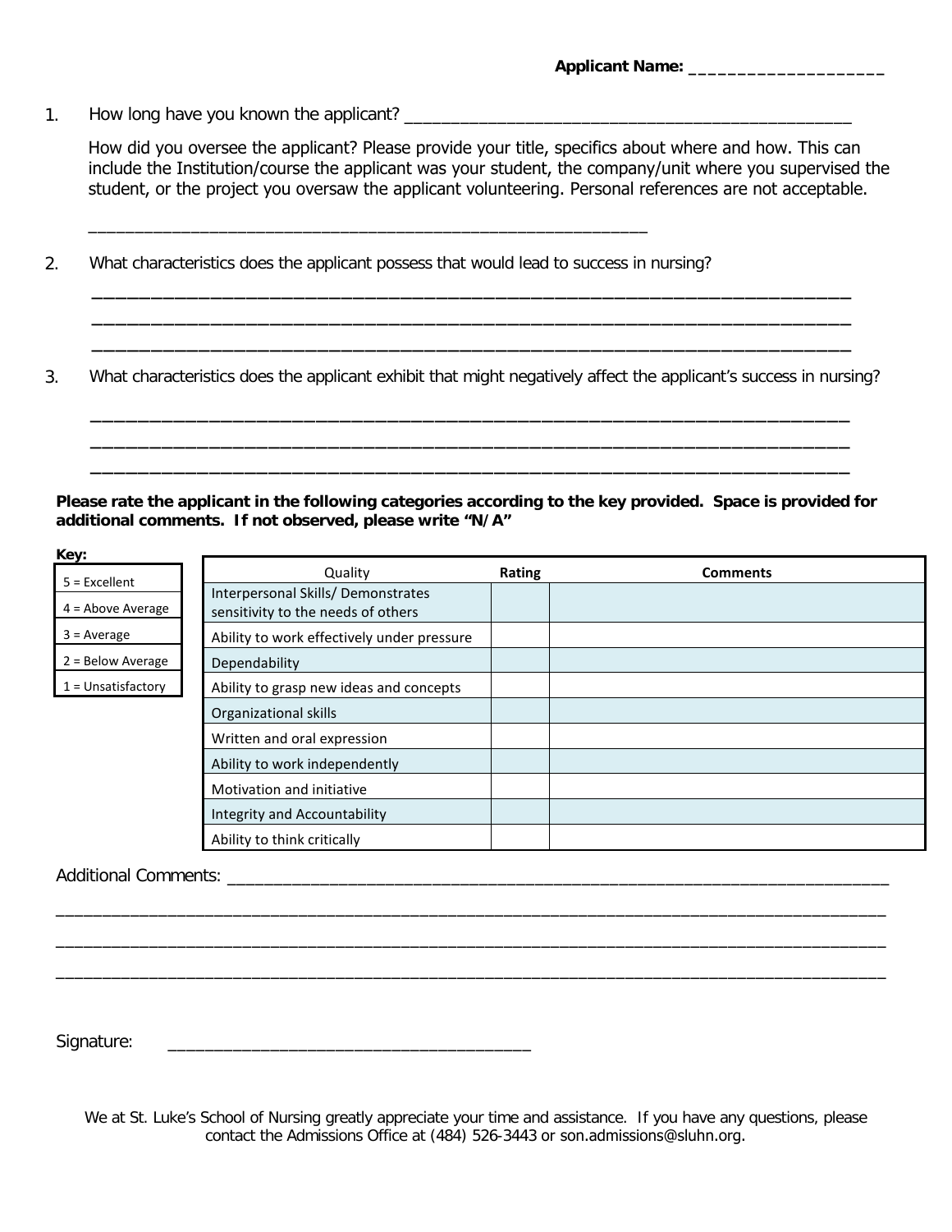**Applicant Name: ___________________**

1. How long have you known the applicant? ____________________________________________

   How did you oversee the applicant? Please provide your title, specifics about where and how. This can include the Institution/course the applicant was your student, the company/unit where you supervised the student, or the project you oversaw the applicant volunteering. Personal references are not acceptable.

   ____________________________________________________________

2. What characteristics does the applicant possess that would lead to success in nursing?

   ______________________________________________________________________
   ______________________________________________________________________
   ______________________________________________________________________

3. What characteristics does the applicant exhibit that might negatively affect the applicant's success in nursing?

   ______________________________________________________________________
   ______________________________________________________________________
   ______________________________________________________________________

**Please rate the applicant in the following categories according to the key provided. Space is provided for additional comments. If not observed, please write "N/A"**

**Key:**

| Key |
|---|
| 5 = Excellent |
| 4 = Above Average |
| 3 = Average |
| 2 = Below Average |
| 1 = Unsatisfactory |

| Quality | Rating | Comments |
|---|---|---|
| Interpersonal Skills/ Demonstrates sensitivity to the needs of others | | |
| Ability to work effectively under pressure | | |
| Dependability | | |
| Ability to grasp new ideas and concepts | | |
| Organizational skills | | |
| Written and oral expression | | |
| Ability to work independently | | |
| Motivation and initiative | | |
| Integrity and Accountability | | |
| Ability to think critically | | |

Additional Comments: ______________________________________________________________
___________________________________________________________________________________
___________________________________________________________________________________
___________________________________________________________________________________

Signature: ____________________________________

We at St. Luke's School of Nursing greatly appreciate your time and assistance. If you have any questions, please contact the Admissions Office at (484) 526-3443 or son.admissions@sluhn.org.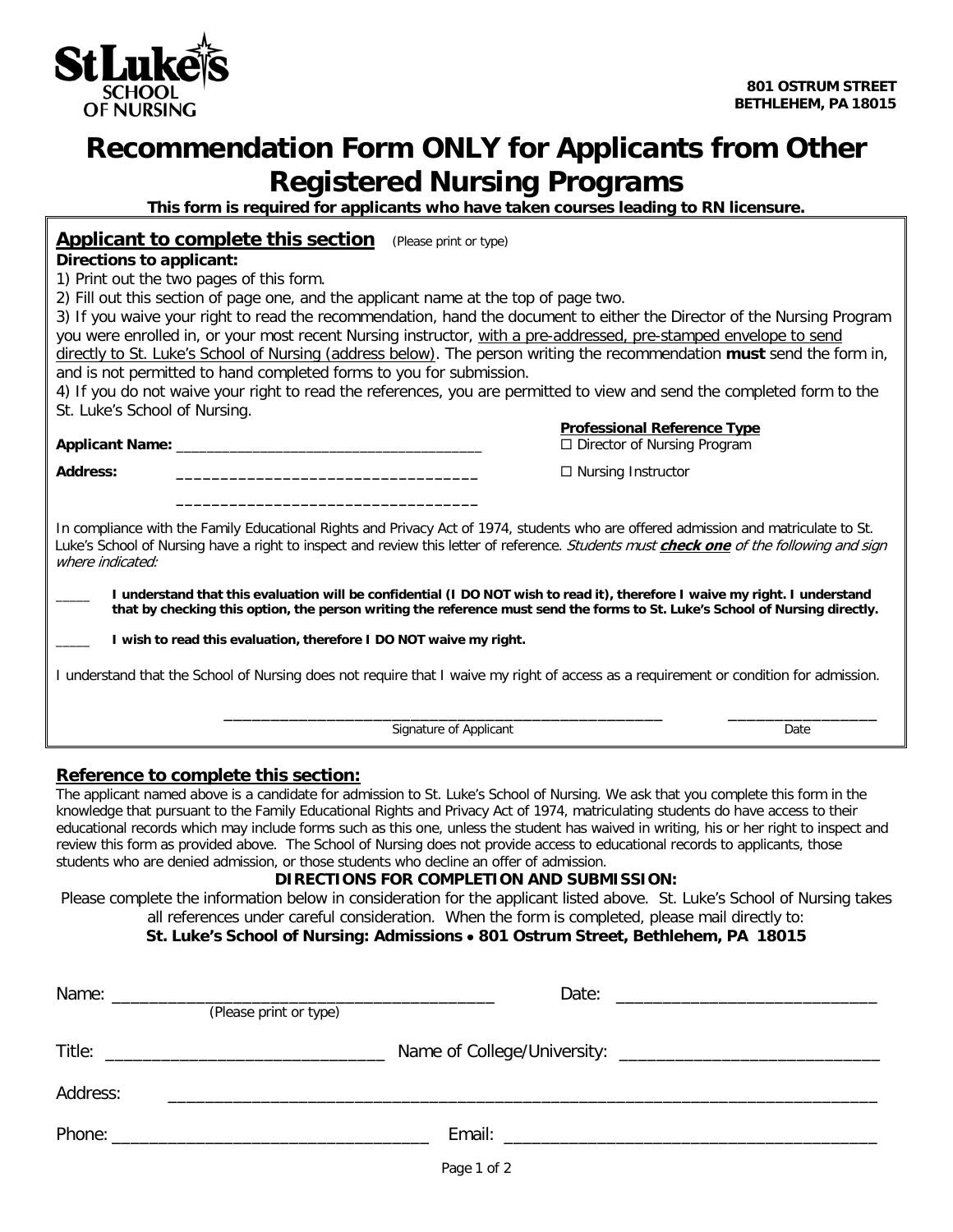St Luke's SCHOOL OF NURSING

**801 OSTRUM STREET**
**BETHLEHEM, PA 18015**

# Recommendation Form ONLY for Applicants from Other Registered Nursing Programs

**This form is required for applicants who have taken courses leading to RN licensure.**

## Applicant to complete this section (Please print or type)

**Directions to applicant:**

1) Print out the two pages of this form.
2) Fill out this section of page one, and the applicant name at the top of page two.
3) If you waive your right to read the recommendation, hand the document to either the Director of the Nursing Program you were enrolled in, or your most recent Nursing instructor, with a pre-addressed, pre-stamped envelope to send directly to St. Luke's School of Nursing (address below). The person writing the recommendation **must** send the form in, and is not permitted to hand completed forms to you for submission.
4) If you do not waive your right to read the references, you are permitted to view and send the completed form to the St. Luke's School of Nursing.

**Applicant Name:** ____________________________________

**Address:** ____________________________________

____________________________________

**Professional Reference Type**

☐ Director of Nursing Program

☐ Nursing Instructor

In compliance with the Family Educational Rights and Privacy Act of 1974, students who are offered admission and matriculate to St. Luke's School of Nursing have a right to inspect and review this letter of reference. *Students must **check one** of the following and sign where indicated:*

____ **I understand that this evaluation will be confidential (I DO NOT wish to read it), therefore I waive my right. I understand that by checking this option, the person writing the reference must send the forms to St. Luke's School of Nursing directly.**

____ **I wish to read this evaluation, therefore I DO NOT waive my right.**

I understand that the School of Nursing does not require that I waive my right of access as a requirement or condition for admission.

____________________________________ Signature of Applicant

__________________ Date

## Reference to complete this section:

The applicant named above is a candidate for admission to St. Luke's School of Nursing. We ask that you complete this form in the knowledge that pursuant to the Family Educational Rights and Privacy Act of 1974, matriculating students do have access to their educational records which may include forms such as this one, unless the student has waived in writing, his or her right to inspect and review this form as provided above. The School of Nursing does not provide access to educational records to applicants, those students who are denied admission, or those students who decline an offer of admission.

**DIRECTIONS FOR COMPLETION AND SUBMISSION:**

Please complete the information below in consideration for the applicant listed above. St. Luke's School of Nursing takes all references under careful consideration. When the form is completed, please mail directly to:

**St. Luke's School of Nursing: Admissions • 801 Ostrum Street, Bethlehem, PA 18015**

Name: ____________________________________ (Please print or type) Date: ____________________________

Title: ____________________________ Name of College/University: ____________________________

Address: ____________________________________________________________________________

Phone: ________________________________ Email: ________________________________________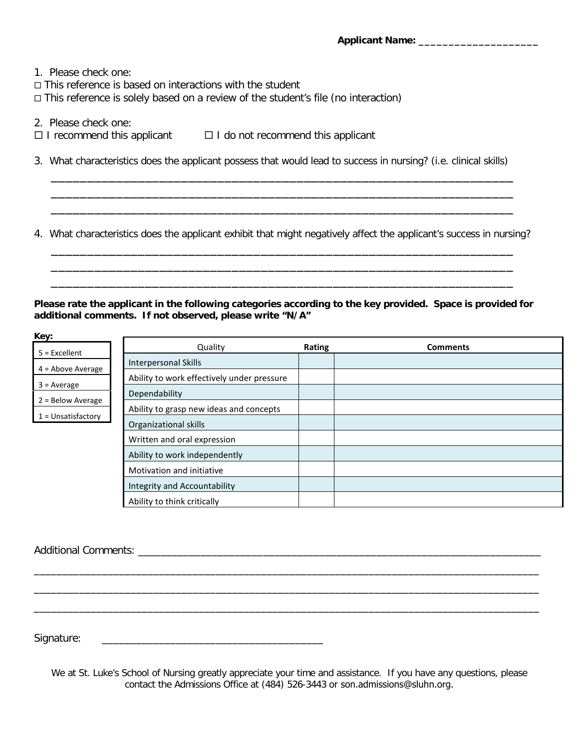**Applicant Name:** ____________________

1. Please check one:

□ This reference is based on interactions with the student

□ This reference is solely based on a review of the student's file (no interaction)

2. Please check one:

☐ I recommend this applicant ☐ I do not recommend this applicant

3. What characteristics does the applicant possess that would lead to success in nursing? (i.e. clinical skills)

______________________________________________________________________________

______________________________________________________________________________

______________________________________________________________________________

4. What characteristics does the applicant exhibit that might negatively affect the applicant's success in nursing?

______________________________________________________________________________

______________________________________________________________________________

______________________________________________________________________________

**Please rate the applicant in the following categories according to the key provided. Space is provided for additional comments. If not observed, please write "N/A"**

**Key:**

| |
|---|
| 5 = Excellent |
| 4 = Above Average |
| 3 = Average |
| 2 = Below Average |
| 1 = Unsatisfactory |

| Quality | Rating | Comments |
|---|---|---|
| Interpersonal Skills | | |
| Ability to work effectively under pressure | | |
| Dependability | | |
| Ability to grasp new ideas and concepts | | |
| Organizational skills | | |
| Written and oral expression | | |
| Ability to work independently | | |
| Motivation and initiative | | |
| Integrity and Accountability | | |
| Ability to think critically | | |

Additional Comments: ______________________________________________________________________

______________________________________________________________________________________

______________________________________________________________________________________

______________________________________________________________________________________

Signature: ________________________________________

We at St. Luke's School of Nursing greatly appreciate your time and assistance. If you have any questions, please contact the Admissions Office at (484) 526-3443 or son.admissions@sluhn.org.